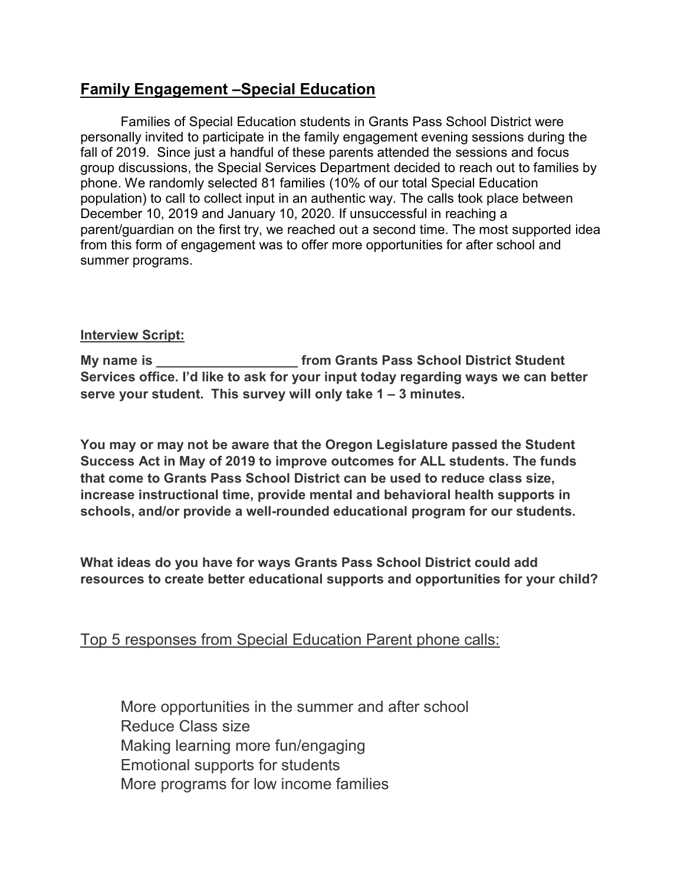## **Family Engagement –Special Education**

Families of Special Education students in Grants Pass School District were personally invited to participate in the family engagement evening sessions during the fall of 2019. Since just a handful of these parents attended the sessions and focus group discussions, the Special Services Department decided to reach out to families by phone. We randomly selected 81 families (10% of our total Special Education population) to call to collect input in an authentic way. The calls took place between December 10, 2019 and January 10, 2020. If unsuccessful in reaching a parent/guardian on the first try, we reached out a second time. The most supported idea from this form of engagement was to offer more opportunities for after school and summer programs.

**Interview Script:**

**My name is ___________________ from Grants Pass School District Student Services office. I'd like to ask for your input today regarding ways we can better serve your student. This survey will only take 1 – 3 minutes.**

**You may or may not be aware that the Oregon Legislature passed the Student Success Act in May of 2019 to improve outcomes for ALL students. The funds that come to Grants Pass School District can be used to reduce class size, increase instructional time, provide mental and behavioral health supports in schools, and/or provide a well-rounded educational program for our students.**

**What ideas do you have for ways Grants Pass School District could add resources to create better educational supports and opportunities for your child?**

Top 5 responses from Special Education Parent phone calls:

More opportunities in the summer and after school
Reduce Class size
Making learning more fun/engaging
Emotional supports for students
More programs for low income families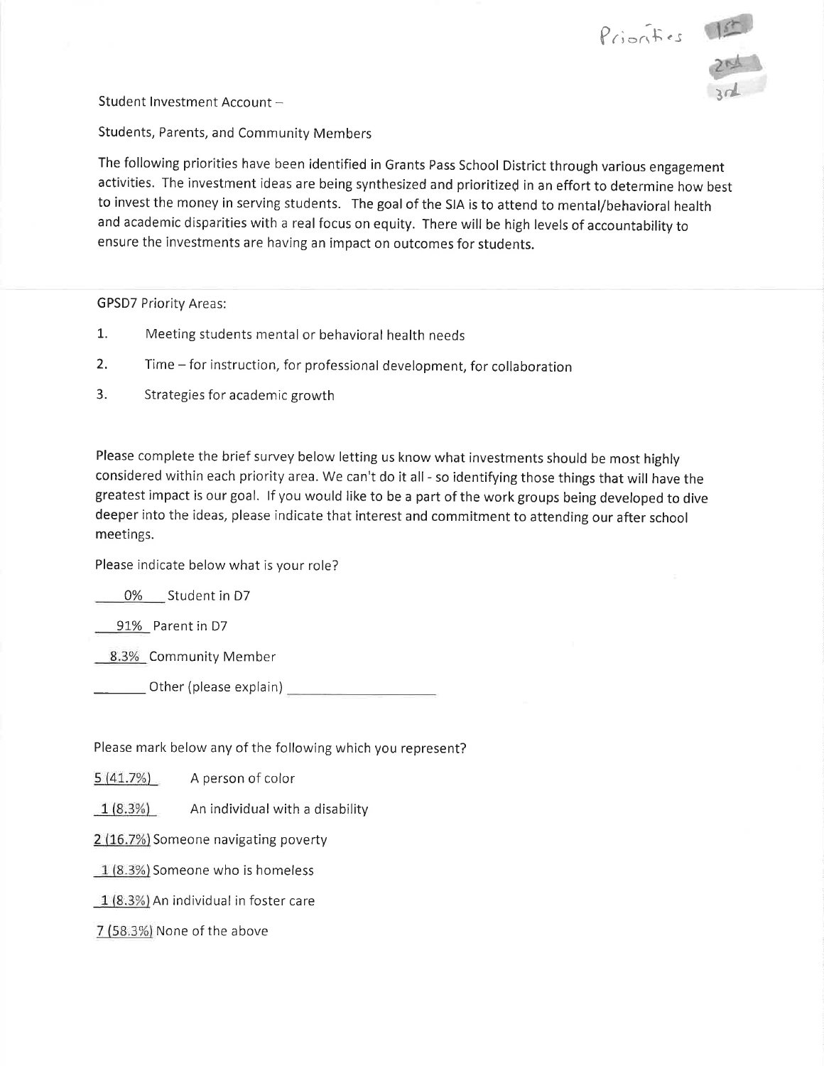Priorities 1st 2nd 3rd

Student Investment Account –

Students, Parents, and Community Members

The following priorities have been identified in Grants Pass School District through various engagement activities. The investment ideas are being synthesized and prioritized in an effort to determine how best to invest the money in serving students. The goal of the SIA is to attend to mental/behavioral health and academic disparities with a real focus on equity. There will be high levels of accountability to ensure the investments are having an impact on outcomes for students.

GPSD7 Priority Areas:

1. Meeting students mental or behavioral health needs
2. Time – for instruction, for professional development, for collaboration
3. Strategies for academic growth

Please complete the brief survey below letting us know what investments should be most highly considered within each priority area. We can't do it all - so identifying those things that will have the greatest impact is our goal. If you would like to be a part of the work groups being developed to dive deeper into the ideas, please indicate that interest and commitment to attending our after school meetings.

Please indicate below what is your role?

0% Student in D7

91% Parent in D7

8.3% Community Member

_______ Other (please explain) ____________________

Please mark below any of the following which you represent?

5 (41.7%) A person of color

1 (8.3%) An individual with a disability

2 (16.7%) Someone navigating poverty

1 (8.3%) Someone who is homeless

1 (8.3%) An individual in foster care

7 (58.3%) None of the above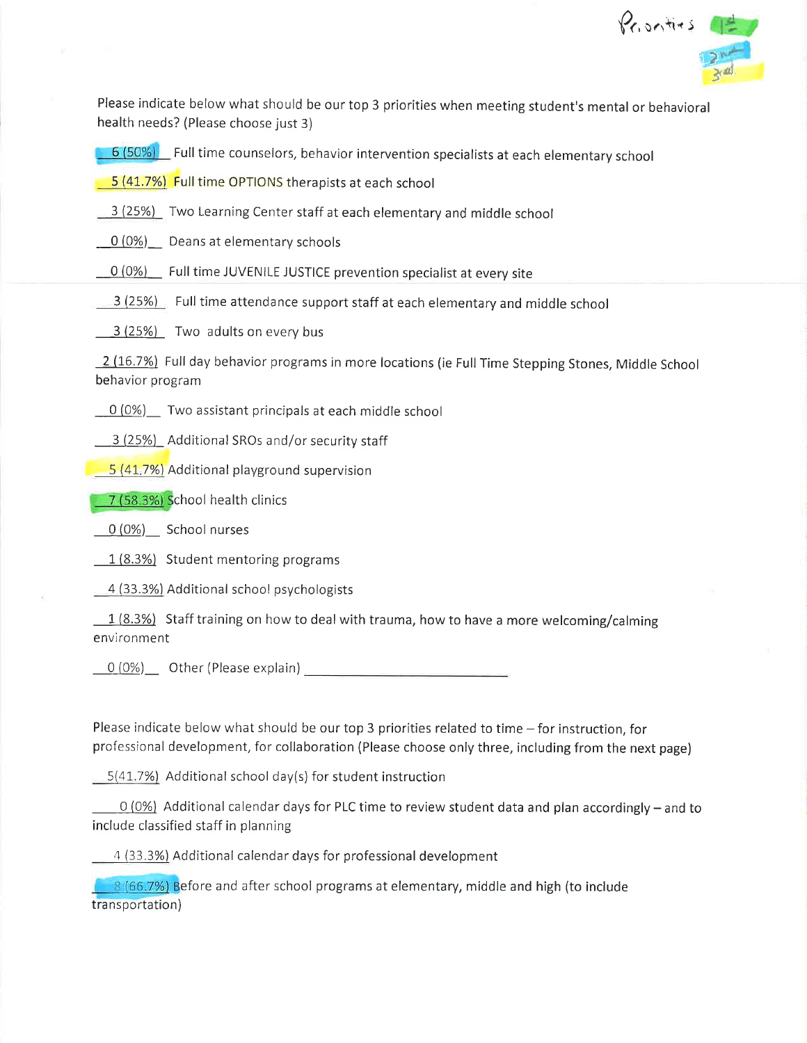Priorities 1st 2nd 3rd

Please indicate below what should be our top 3 priorities when meeting student's mental or behavioral health needs? (Please choose just 3)

__6 (50%)__ Full time counselors, behavior intervention specialists at each elementary school

__5 (41.7%)__ Full time OPTIONS therapists at each school

__3 (25%)__ Two Learning Center staff at each elementary and middle school

__0 (0%)__ Deans at elementary schools

__0 (0%)__ Full time JUVENILE JUSTICE prevention specialist at every site

__3 (25%)__ Full time attendance support staff at each elementary and middle school

__3 (25%)__ Two adults on every bus

__2 (16.7%)__ Full day behavior programs in more locations (ie Full Time Stepping Stones, Middle School behavior program

__0 (0%)__ Two assistant principals at each middle school

__3 (25%)__ Additional SROs and/or security staff

__5 (41.7%)__ Additional playground supervision

__7 (58.3%)__ School health clinics

__0 (0%)__ School nurses

__1 (8.3%)__ Student mentoring programs

__4 (33.3%)__ Additional school psychologists

__1 (8.3%)__ Staff training on how to deal with trauma, how to have a more welcoming/calming environment

__0 (0%)__ Other (Please explain) ____________________

Please indicate below what should be our top 3 priorities related to time – for instruction, for professional development, for collaboration (Please choose only three, including from the next page)

__5(41.7%)__ Additional school day(s) for student instruction

__0 (0%)__ Additional calendar days for PLC time to review student data and plan accordingly – and to include classified staff in planning

__4 (33.3%)__ Additional calendar days for professional development

__8 (66.7%)__ Before and after school programs at elementary, middle and high (to include transportation)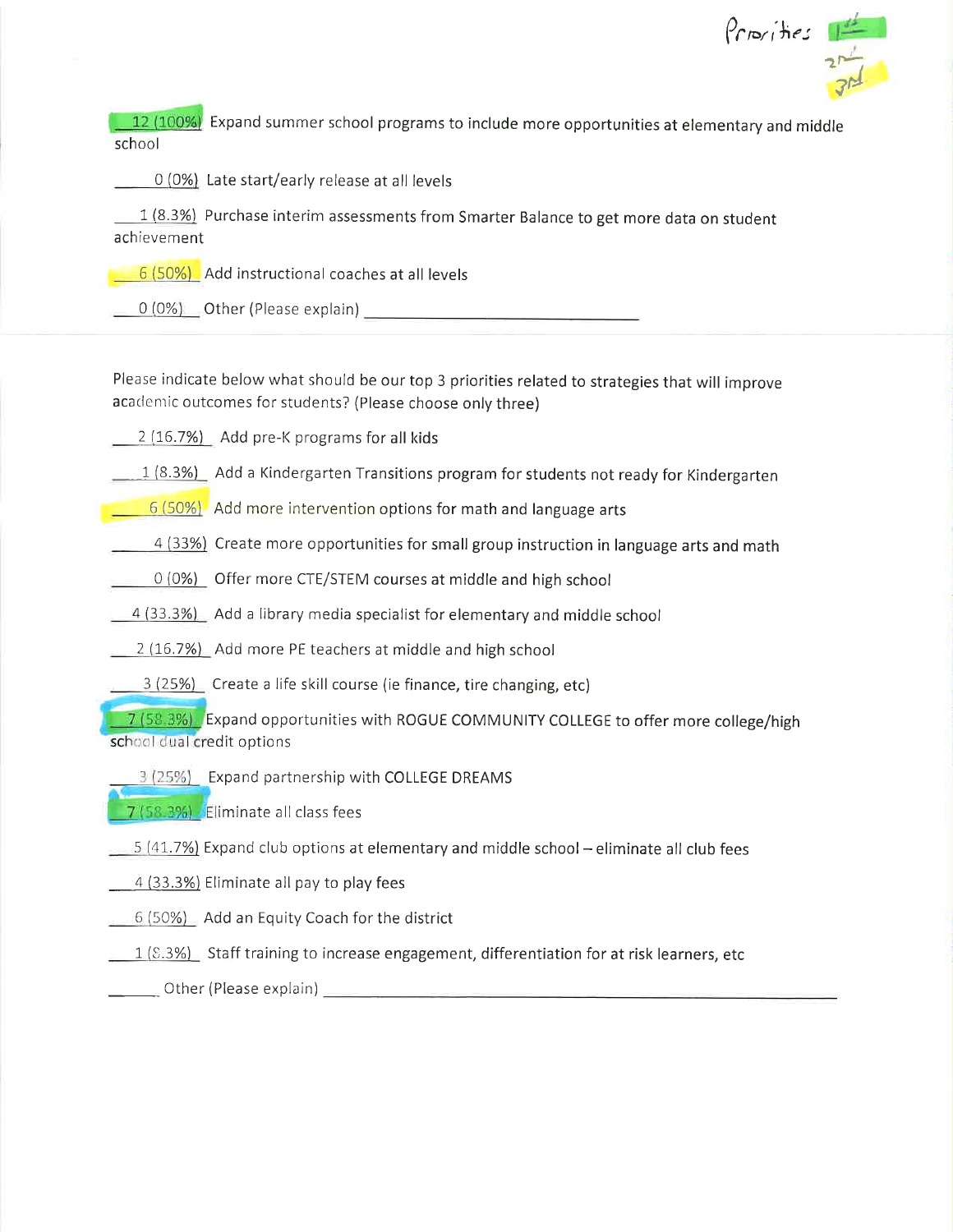Priorities 1st 2nd 3rd

12 (100%) Expand summer school programs to include more opportunities at elementary and middle school

0 (0%) Late start/early release at all levels

1 (8.3%) Purchase interim assessments from Smarter Balance to get more data on student achievement

6 (50%) Add instructional coaches at all levels

0 (0%) Other (Please explain) ______________________________

Please indicate below what should be our top 3 priorities related to strategies that will improve academic outcomes for students? (Please choose only three)

2 (16.7%) Add pre-K programs for all kids

1 (8.3%) Add a Kindergarten Transitions program for students not ready for Kindergarten

6 (50%) Add more intervention options for math and language arts

4 (33%) Create more opportunities for small group instruction in language arts and math

0 (0%) Offer more CTE/STEM courses at middle and high school

4 (33.3%) Add a library media specialist for elementary and middle school

2 (16.7%) Add more PE teachers at middle and high school

3 (25%) Create a life skill course (ie finance, tire changing, etc)

7 (58.3%) Expand opportunities with ROGUE COMMUNITY COLLEGE to offer more college/high school dual credit options

3 (25%) Expand partnership with COLLEGE DREAMS

7 (58.3%) Eliminate all class fees

5 (41.7%) Expand club options at elementary and middle school – eliminate all club fees

4 (33.3%) Eliminate all pay to play fees

6 (50%) Add an Equity Coach for the district

1 (8.3%) Staff training to increase engagement, differentiation for at risk learners, etc

______ Other (Please explain) ______________________________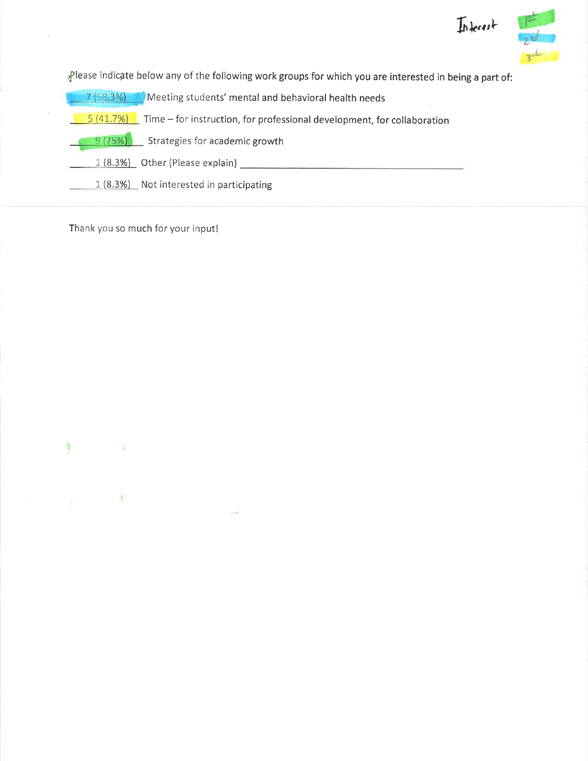Interest
1st
2nd
3rd

Please indicate below any of the following work groups for which you are interested in being a part of:

7 (58.3%) Meeting students' mental and behavioral health needs

5 (41.7%) Time – for instruction, for professional development, for collaboration

9 (75%) Strategies for academic growth

1 (8.3%) Other (Please explain) ______________________

1 (8.3%) Not interested in participating

Thank you so much for your input!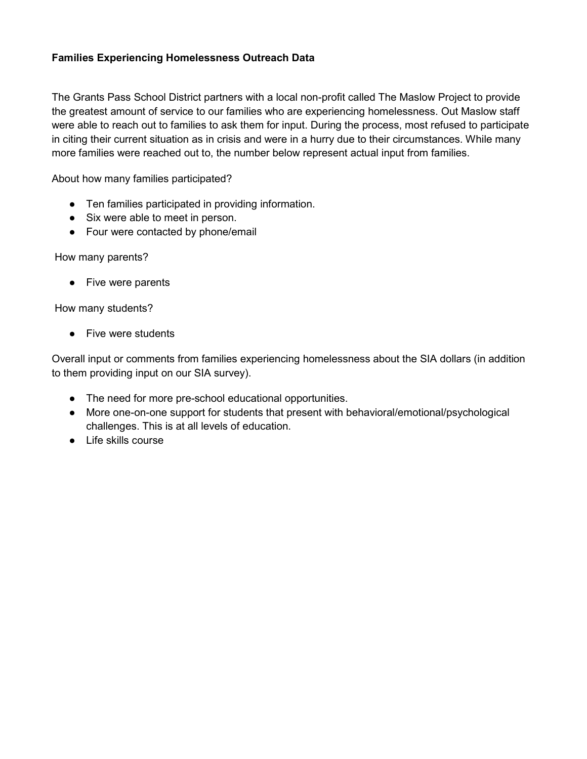**Families Experiencing Homelessness Outreach Data**

The Grants Pass School District partners with a local non-profit called The Maslow Project to provide the greatest amount of service to our families who are experiencing homelessness. Out Maslow staff were able to reach out to families to ask them for input. During the process, most refused to participate in citing their current situation as in crisis and were in a hurry due to their circumstances. While many more families were reached out to, the number below represent actual input from families.

About how many families participated?

- Ten families participated in providing information.
- Six were able to meet in person.
- Four were contacted by phone/email

How many parents?

- Five were parents

How many students?

- Five were students

Overall input or comments from families experiencing homelessness about the SIA dollars (in addition to them providing input on our SIA survey).

- The need for more pre-school educational opportunities.
- More one-on-one support for students that present with behavioral/emotional/psychological challenges. This is at all levels of education.
- Life skills course